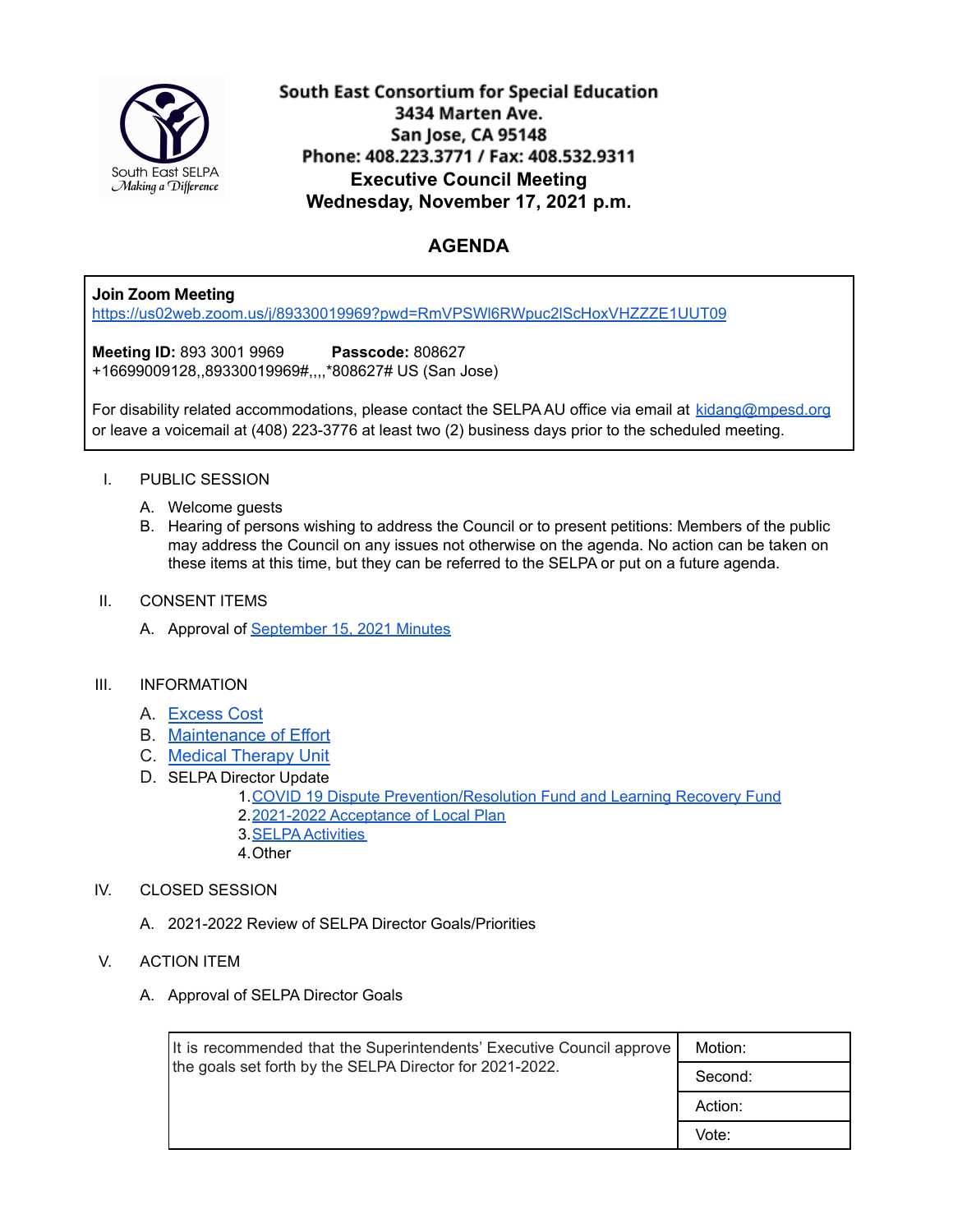South East SELPA
*Making a Difference*

# South East Consortium for Special Education

3434 Marten Ave.
San Jose, CA 95148
Phone: 408.223.3771 / Fax: 408.532.9311

**Executive Council Meeting**
**Wednesday, November 17, 2021 p.m.**

## AGENDA

**Join Zoom Meeting**
https://us02web.zoom.us/j/89330019969?pwd=RmVPSWl6RWpuc2lScHoxVHZZZE1UUT09

**Meeting ID:** 893 3001 9969 **Passcode:** 808627
+16699009128,,89330019969#,,,,*808627# US (San Jose)

For disability related accommodations, please contact the SELPA AU office via email at kidang@mpesd.org or leave a voicemail at (408) 223-3776 at least two (2) business days prior to the scheduled meeting.

I. PUBLIC SESSION

   A. Welcome guests
   B. Hearing of persons wishing to address the Council or to present petitions: Members of the public may address the Council on any issues not otherwise on the agenda. No action can be taken on these items at this time, but they can be referred to the SELPA or put on a future agenda.

II. CONSENT ITEMS

   A. Approval of September 15, 2021 Minutes

III. INFORMATION

   A. Excess Cost
   B. Maintenance of Effort
   C. Medical Therapy Unit
   D. SELPA Director Update
      1. COVID 19 Dispute Prevention/Resolution Fund and Learning Recovery Fund
      2. 2021-2022 Acceptance of Local Plan
      3. SELPA Activities
      4. Other

IV. CLOSED SESSION

   A. 2021-2022 Review of SELPA Director Goals/Priorities

V. ACTION ITEM

   A. Approval of SELPA Director Goals

| It is recommended that the Superintendents' Executive Council approve the goals set forth by the SELPA Director for 2021-2022. | Motion: |
|---|---|
| | Second: |
| | Action: |
| | Vote: |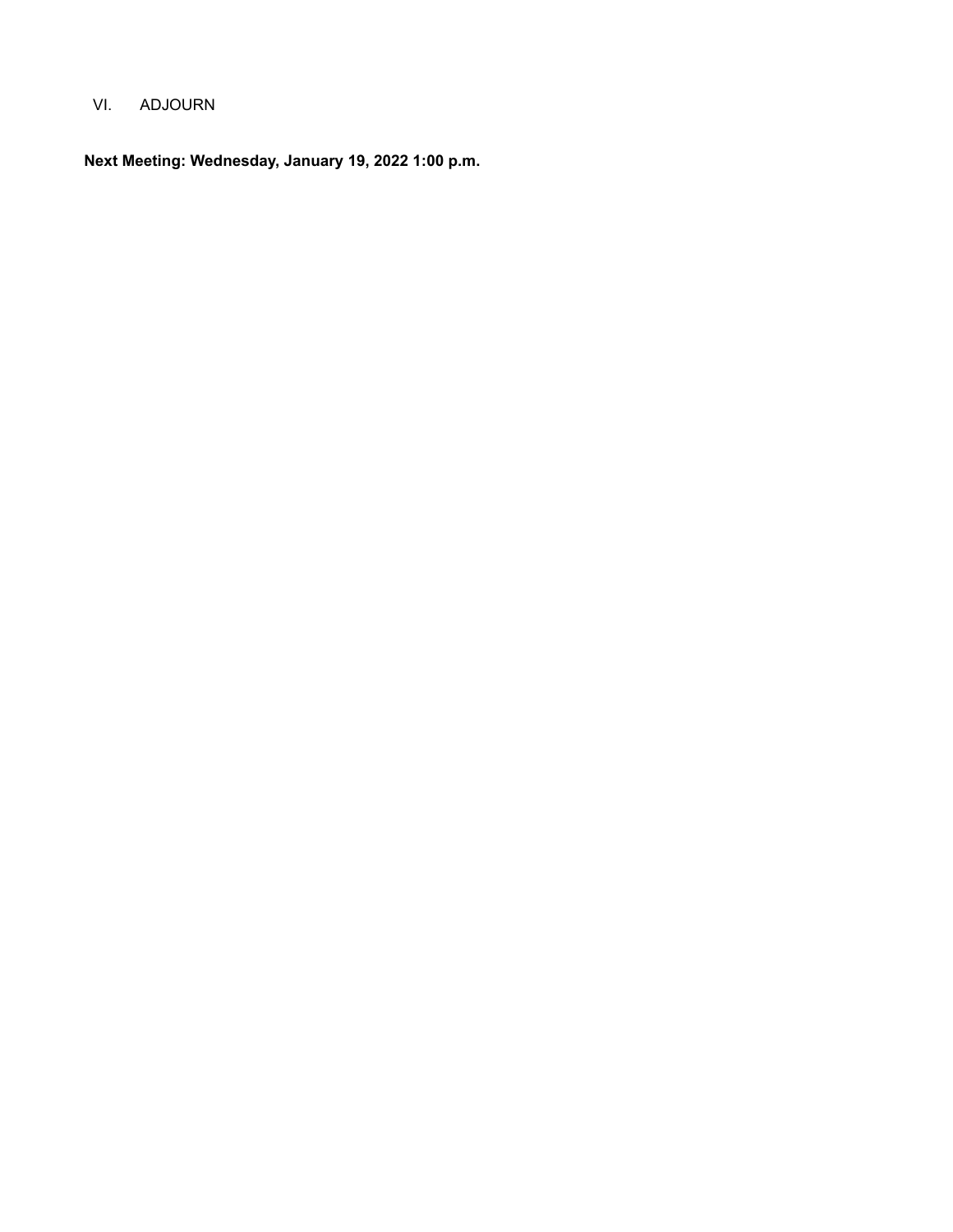VI. ADJOURN

**Next Meeting: Wednesday, January 19, 2022 1:00 p.m.**